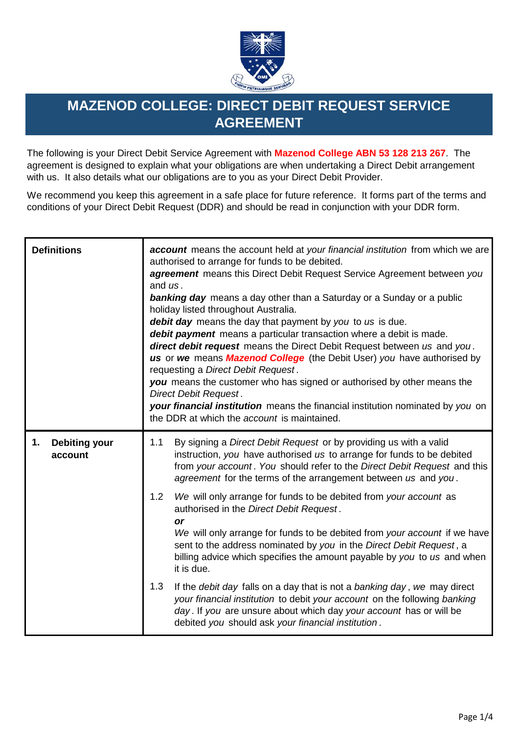# MAZENOD COLLEGE: DIRECT DEBIT REQUEST SERVICE AGREEMENT

The following is your Direct Debit Service Agreement with **Mazenod College ABN 53 128 213 267**. The agreement is designed to explain what your obligations are when undertaking a Direct Debit arrangement with us. It also details what our obligations are to you as your Direct Debit Provider.

We recommend you keep this agreement in a safe place for future reference. It forms part of the terms and conditions of your Direct Debit Request (DDR) and should be read in conjunction with your DDR form.

| | |
|---|---|
| **Definitions** | ***account*** means the account held at *your financial institution* from which we are authorised to arrange for funds to be debited.<br>***agreement*** means this Direct Debit Request Service Agreement between *you* and *us*.<br>***banking day*** means a day other than a Saturday or a Sunday or a public holiday listed throughout Australia.<br>***debit day*** means the day that payment by *you* to *us* is due.<br>***debit payment*** means a particular transaction where a debit is made.<br>***direct debit request*** means the Direct Debit Request between *us* and *you*.<br>***us*** or ***we*** means ***Mazenod College*** (the Debit User) *you* have authorised by requesting a *Direct Debit Request*.<br>***you*** means the customer who has signed or authorised by other means the *Direct Debit Request*.<br>***your financial institution*** means the financial institution nominated by *you* on the DDR at which the *account* is maintained. |
| **1. Debiting your account** | 1.1 By signing a *Direct Debit Request* or by providing us with a valid instruction, *you* have authorised *us* to arrange for funds to be debited from *your account*. *You* should refer to the *Direct Debit Request* and this *agreement* for the terms of the arrangement between *us* and *you*.<br><br>1.2 *We* will only arrange for funds to be debited from *your account* as authorised in the *Direct Debit Request*.<br>***or***<br>*We* will only arrange for funds to be debited from *your account* if we have sent to the address nominated by *you* in the *Direct Debit Request*, a billing advice which specifies the amount payable by *you* to *us* and when it is due.<br><br>1.3 If the *debit day* falls on a day that is not a *banking day*, *we* may direct *your financial institution* to debit *your account* on the following *banking day*. If *you* are unsure about which day *your account* has or will be debited *you* should ask *your financial institution*. |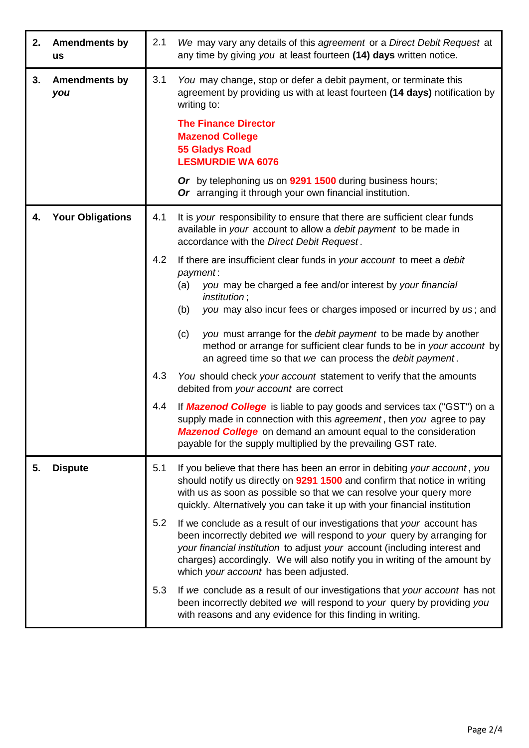| | | |
|---|---|---|
| **2. Amendments by us** | 2.1 | *We* may vary any details of this *agreement* or a *Direct Debit Request* at any time by giving *you* at least fourteen **(14) days** written notice. |
| **3. Amendments by *you*** | 3.1 | *You* may change, stop or defer a debit payment, or terminate this agreement by providing us with at least fourteen **(14 days)** notification by writing to:<br><br>**The Finance Director**<br>**Mazenod College**<br>**55 Gladys Road**<br>**LESMURDIE WA 6076**<br><br>***Or*** by telephoning us on **9291 1500** during business hours;<br>***Or*** arranging it through your own financial institution. |
| **4. Your Obligations** | 4.1 | It is *your* responsibility to ensure that there are sufficient clear funds available in *your* account to allow a *debit payment* to be made in accordance with the *Direct Debit Request*. |
| | 4.2 | If there are insufficient clear funds in *your account* to meet a *debit payment*:<br>(a) *you* may be charged a fee and/or interest by *your financial institution*;<br>(b) *you* may also incur fees or charges imposed or incurred by *us*; and<br>(c) *you* must arrange for the *debit payment* to be made by another method or arrange for sufficient clear funds to be in *your account* by an agreed time so that *we* can process the *debit payment*. |
| | 4.3 | *You* should check *your account* statement to verify that the amounts debited from *your account* are correct |
| | 4.4 | If ***Mazenod College*** is liable to pay goods and services tax ("GST") on a supply made in connection with this *agreement*, then *you* agree to pay ***Mazenod College*** on demand an amount equal to the consideration payable for the supply multiplied by the prevailing GST rate. |
| **5. Dispute** | 5.1 | If you believe that there has been an error in debiting *your account*, *you* should notify us directly on **9291 1500** and confirm that notice in writing with us as soon as possible so that we can resolve your query more quickly. Alternatively you can take it up with your financial institution |
| | 5.2 | If we conclude as a result of our investigations that *your* account has been incorrectly debited *we* will respond to *your* query by arranging for *your financial institution* to adjust *your* account (including interest and charges) accordingly. We will also notify you in writing of the amount by which *your account* has been adjusted. |
| | 5.3 | If *we* conclude as a result of our investigations that *your account* has not been incorrectly debited *we* will respond to *your* query by providing *you* with reasons and any evidence for this finding in writing. |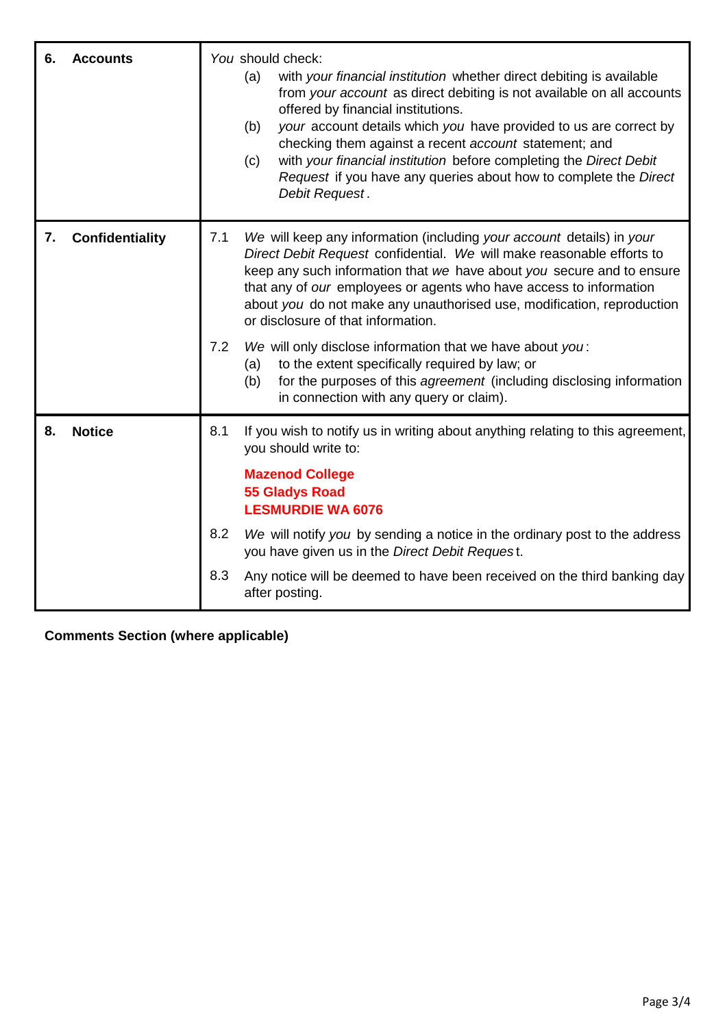| | |
|---|---|
| **6. Accounts** | *You* should check:<br>(a) with *your financial institution* whether direct debiting is available from *your account* as direct debiting is not available on all accounts offered by financial institutions.<br>(b) *your* account details which *you* have provided to us are correct by checking them against a recent *account* statement; and<br>(c) with *your financial institution* before completing the *Direct Debit Request* if you have any queries about how to complete the *Direct Debit Request*. |
| **7. Confidentiality** | 7.1 *We* will keep any information (including *your account* details) in *your Direct Debit Request* confidential. *We* will make reasonable efforts to keep any such information that *we* have about *you* secure and to ensure that any of *our* employees or agents who have access to information about *you* do not make any unauthorised use, modification, reproduction or disclosure of that information.<br><br>7.2 *We* will only disclose information that we have about *you*:<br>(a) to the extent specifically required by law; or<br>(b) for the purposes of this *agreement* (including disclosing information in connection with any query or claim). |
| **8. Notice** | 8.1 If you wish to notify us in writing about anything relating to this agreement, you should write to:<br><br>**Mazenod College**<br>**55 Gladys Road**<br>**LESMURDIE WA 6076**<br><br>8.2 *We* will notify *you* by sending a notice in the ordinary post to the address you have given us in the *Direct Debit Request*.<br><br>8.3 Any notice will be deemed to have been received on the third banking day after posting. |

**Comments Section (where applicable)**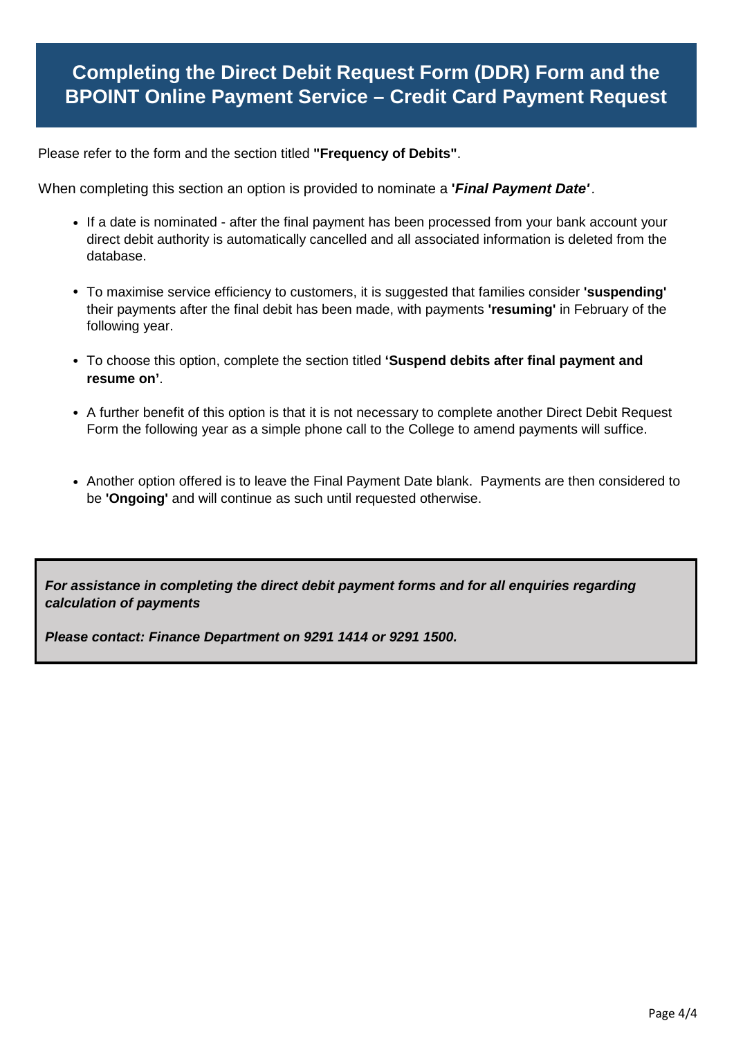# Completing the Direct Debit Request Form (DDR) Form and the BPOINT Online Payment Service – Credit Card Payment Request

Please refer to the form and the section titled **"Frequency of Debits"**.

When completing this section an option is provided to nominate a **'*Final Payment Date*'**.

- If a date is nominated - after the final payment has been processed from your bank account your direct debit authority is automatically cancelled and all associated information is deleted from the database.
- To maximise service efficiency to customers, it is suggested that families consider **'suspending'** their payments after the final debit has been made, with payments **'resuming'** in February of the following year.
- To choose this option, complete the section titled **'Suspend debits after final payment and resume on'**.
- A further benefit of this option is that it is not necessary to complete another Direct Debit Request Form the following year as a simple phone call to the College to amend payments will suffice.
- Another option offered is to leave the Final Payment Date blank. Payments are then considered to be **'Ongoing'** and will continue as such until requested otherwise.

***For assistance in completing the direct debit payment forms and for all enquiries regarding calculation of payments***

***Please contact: Finance Department on 9291 1414 or 9291 1500.***